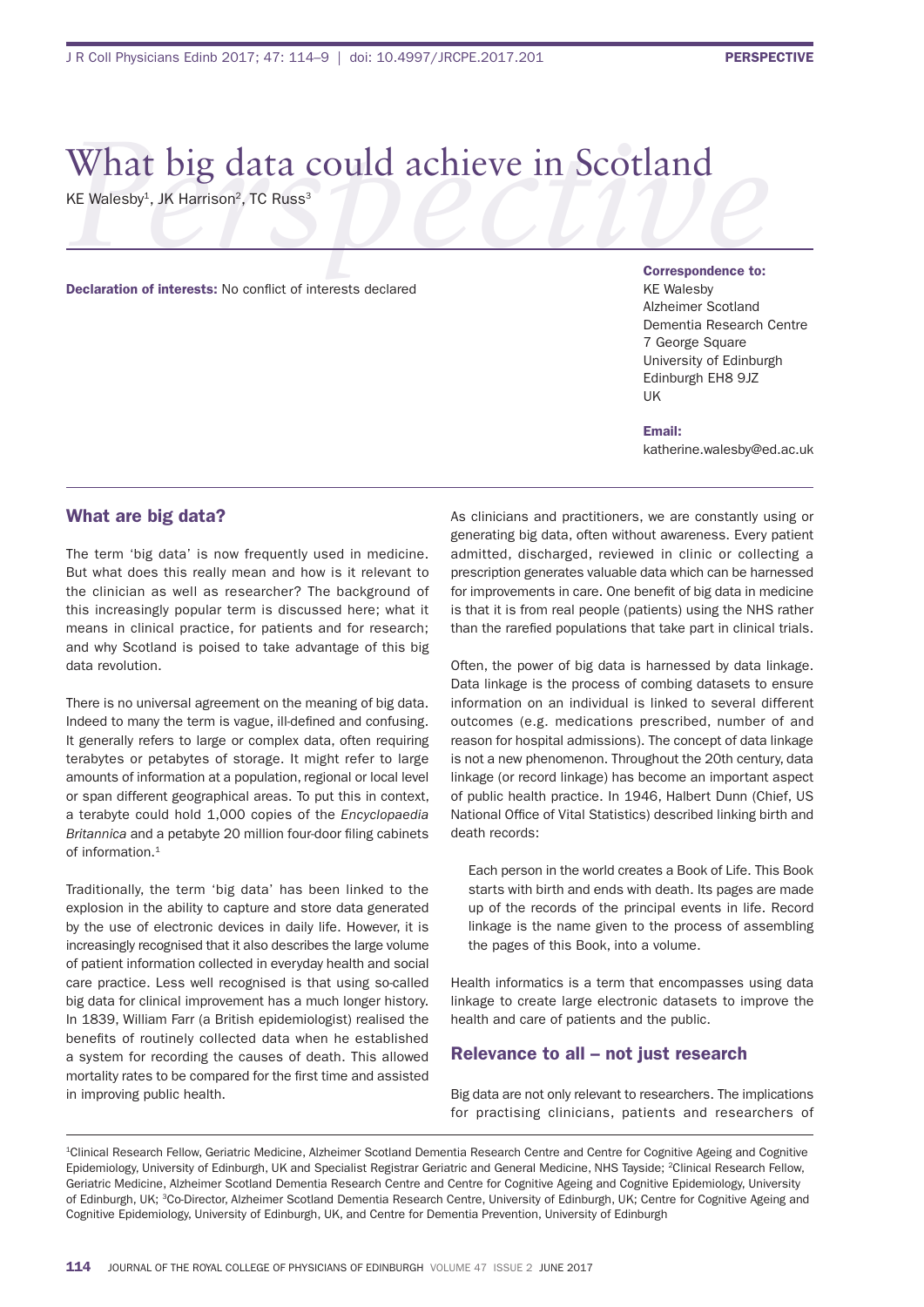# What big data could achieve in Scotland

KE Walesby[1], JK Harrison[2], TC Russ[3]

**Declaration of interests:** No conflict of interests declared

**Correspondence to:**
KE Walesby
Alzheimer Scotland
Dementia Research Centre
7 George Square
University of Edinburgh
Edinburgh EH8 9JZ
UK

**Email:**
katherine.walesby@ed.ac.uk

## What are big data?

The term 'big data' is now frequently used in medicine. But what does this really mean and how is it relevant to the clinician as well as researcher? The background of this increasingly popular term is discussed here; what it means in clinical practice, for patients and for research; and why Scotland is poised to take advantage of this big data revolution.

There is no universal agreement on the meaning of big data. Indeed to many the term is vague, ill-defined and confusing. It generally refers to large or complex data, often requiring terabytes or petabytes of storage. It might refer to large amounts of information at a population, regional or local level or span different geographical areas. To put this in context, a terabyte could hold 1,000 copies of the *Encyclopaedia Britannica* and a petabyte 20 million four-door filing cabinets of information.[1]

Traditionally, the term 'big data' has been linked to the explosion in the ability to capture and store data generated by the use of electronic devices in daily life. However, it is increasingly recognised that it also describes the large volume of patient information collected in everyday health and social care practice. Less well recognised is that using so-called big data for clinical improvement has a much longer history. In 1839, William Farr (a British epidemiologist) realised the benefits of routinely collected data when he established a system for recording the causes of death. This allowed mortality rates to be compared for the first time and assisted in improving public health.

As clinicians and practitioners, we are constantly using or generating big data, often without awareness. Every patient admitted, discharged, reviewed in clinic or collecting a prescription generates valuable data which can be harnessed for improvements in care. One benefit of big data in medicine is that it is from real people (patients) using the NHS rather than the rarefied populations that take part in clinical trials.

Often, the power of big data is harnessed by data linkage. Data linkage is the process of combing datasets to ensure information on an individual is linked to several different outcomes (e.g. medications prescribed, number of and reason for hospital admissions). The concept of data linkage is not a new phenomenon. Throughout the 20th century, data linkage (or record linkage) has become an important aspect of public health practice. In 1946, Halbert Dunn (Chief, US National Office of Vital Statistics) described linking birth and death records:

> Each person in the world creates a Book of Life. This Book starts with birth and ends with death. Its pages are made up of the records of the principal events in life. Record linkage is the name given to the process of assembling the pages of this Book, into a volume.

Health informatics is a term that encompasses using data linkage to create large electronic datasets to improve the health and care of patients and the public.

## Relevance to all – not just research

Big data are not only relevant to researchers. The implications for practising clinicians, patients and researchers of

[1]Clinical Research Fellow, Geriatric Medicine, Alzheimer Scotland Dementia Research Centre and Centre for Cognitive Ageing and Cognitive Epidemiology, University of Edinburgh, UK and Specialist Registrar Geriatric and General Medicine, NHS Tayside; [2]Clinical Research Fellow, Geriatric Medicine, Alzheimer Scotland Dementia Research Centre and Centre for Cognitive Ageing and Cognitive Epidemiology, University of Edinburgh, UK; [3]Co-Director, Alzheimer Scotland Dementia Research Centre, University of Edinburgh, UK; Centre for Cognitive Ageing and Cognitive Epidemiology, University of Edinburgh, UK, and Centre for Dementia Prevention, University of Edinburgh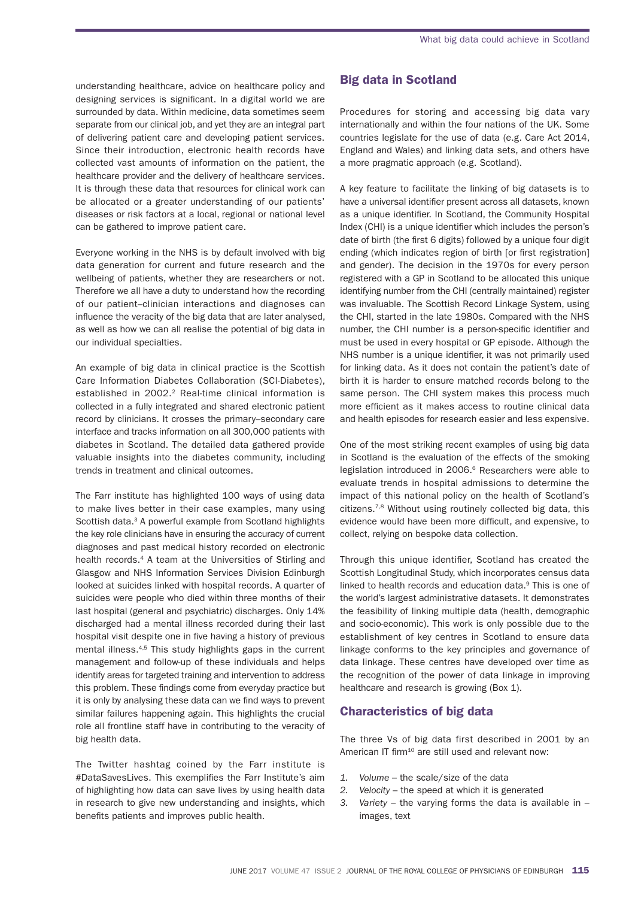understanding healthcare, advice on healthcare policy and designing services is significant. In a digital world we are surrounded by data. Within medicine, data sometimes seem separate from our clinical job, and yet they are an integral part of delivering patient care and developing patient services. Since their introduction, electronic health records have collected vast amounts of information on the patient, the healthcare provider and the delivery of healthcare services. It is through these data that resources for clinical work can be allocated or a greater understanding of our patients' diseases or risk factors at a local, regional or national level can be gathered to improve patient care.

Everyone working in the NHS is by default involved with big data generation for current and future research and the wellbeing of patients, whether they are researchers or not. Therefore we all have a duty to understand how the recording of our patient–clinician interactions and diagnoses can influence the veracity of the big data that are later analysed, as well as how we can all realise the potential of big data in our individual specialties.

An example of big data in clinical practice is the Scottish Care Information Diabetes Collaboration (SCI-Diabetes), established in 2002.[2] Real-time clinical information is collected in a fully integrated and shared electronic patient record by clinicians. It crosses the primary–secondary care interface and tracks information on all 300,000 patients with diabetes in Scotland. The detailed data gathered provide valuable insights into the diabetes community, including trends in treatment and clinical outcomes.

The Farr institute has highlighted 100 ways of using data to make lives better in their case examples, many using Scottish data.[3] A powerful example from Scotland highlights the key role clinicians have in ensuring the accuracy of current diagnoses and past medical history recorded on electronic health records.[4] A team at the Universities of Stirling and Glasgow and NHS Information Services Division Edinburgh looked at suicides linked with hospital records. A quarter of suicides were people who died within three months of their last hospital (general and psychiatric) discharges. Only 14% discharged had a mental illness recorded during their last hospital visit despite one in five having a history of previous mental illness.[4,5] This study highlights gaps in the current management and follow-up of these individuals and helps identify areas for targeted training and intervention to address this problem. These findings come from everyday practice but it is only by analysing these data can we find ways to prevent similar failures happening again. This highlights the crucial role all frontline staff have in contributing to the veracity of big health data.

The Twitter hashtag coined by the Farr institute is #DataSavesLives. This exemplifies the Farr Institute's aim of highlighting how data can save lives by using health data in research to give new understanding and insights, which benefits patients and improves public health.

## Big data in Scotland

Procedures for storing and accessing big data vary internationally and within the four nations of the UK. Some countries legislate for the use of data (e.g. Care Act 2014, England and Wales) and linking data sets, and others have a more pragmatic approach (e.g. Scotland).

A key feature to facilitate the linking of big datasets is to have a universal identifier present across all datasets, known as a unique identifier. In Scotland, the Community Hospital Index (CHI) is a unique identifier which includes the person's date of birth (the first 6 digits) followed by a unique four digit ending (which indicates region of birth [or first registration] and gender). The decision in the 1970s for every person registered with a GP in Scotland to be allocated this unique identifying number from the CHI (centrally maintained) register was invaluable. The Scottish Record Linkage System, using the CHI, started in the late 1980s. Compared with the NHS number, the CHI number is a person-specific identifier and must be used in every hospital or GP episode. Although the NHS number is a unique identifier, it was not primarily used for linking data. As it does not contain the patient's date of birth it is harder to ensure matched records belong to the same person. The CHI system makes this process much more efficient as it makes access to routine clinical data and health episodes for research easier and less expensive.

One of the most striking recent examples of using big data in Scotland is the evaluation of the effects of the smoking legislation introduced in 2006.[6] Researchers were able to evaluate trends in hospital admissions to determine the impact of this national policy on the health of Scotland's citizens.[7,8] Without using routinely collected big data, this evidence would have been more difficult, and expensive, to collect, relying on bespoke data collection.

Through this unique identifier, Scotland has created the Scottish Longitudinal Study, which incorporates census data linked to health records and education data.[9] This is one of the world's largest administrative datasets. It demonstrates the feasibility of linking multiple data (health, demographic and socio-economic). This work is only possible due to the establishment of key centres in Scotland to ensure data linkage conforms to the key principles and governance of data linkage. These centres have developed over time as the recognition of the power of data linkage in improving healthcare and research is growing (Box 1).

## Characteristics of big data

The three Vs of big data first described in 2001 by an American IT firm[10] are still used and relevant now:

1. *Volume* – the scale/size of the data
2. *Velocity* – the speed at which it is generated
3. *Variety* – the varying forms the data is available in – images, text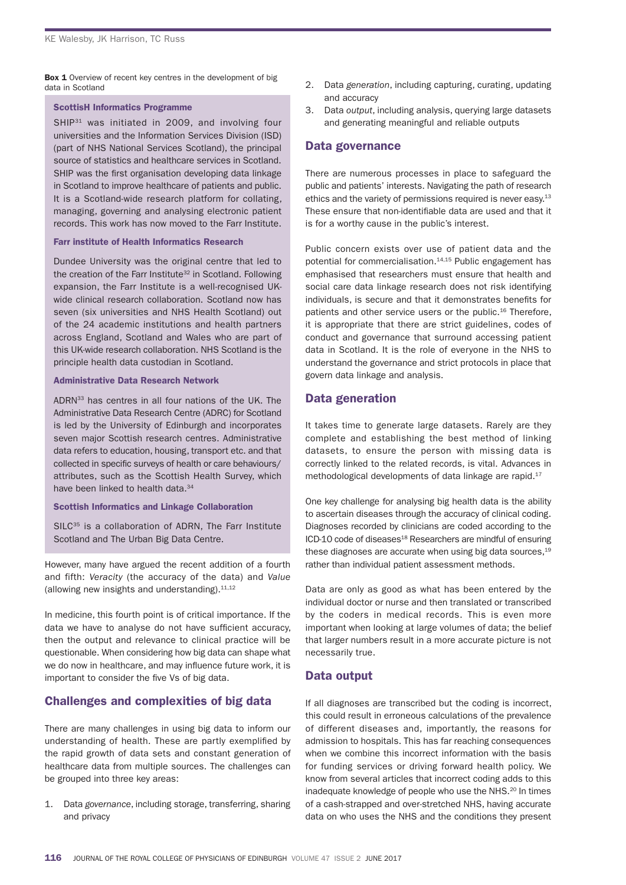**Box 1** Overview of recent key centres in the development of big data in Scotland

**ScottisH Informatics Programme**

SHIP[31] was initiated in 2009, and involving four universities and the Information Services Division (ISD) (part of NHS National Services Scotland), the principal source of statistics and healthcare services in Scotland. SHIP was the first organisation developing data linkage in Scotland to improve healthcare of patients and public. It is a Scotland-wide research platform for collating, managing, governing and analysing electronic patient records. This work has now moved to the Farr Institute.

**Farr institute of Health Informatics Research**

Dundee University was the original centre that led to the creation of the Farr Institute[32] in Scotland. Following expansion, the Farr Institute is a well-recognised UK-wide clinical research collaboration. Scotland now has seven (six universities and NHS Health Scotland) out of the 24 academic institutions and health partners across England, Scotland and Wales who are part of this UK-wide research collaboration. NHS Scotland is the principle health data custodian in Scotland.

**Administrative Data Research Network**

ADRN[33] has centres in all four nations of the UK. The Administrative Data Research Centre (ADRC) for Scotland is led by the University of Edinburgh and incorporates seven major Scottish research centres. Administrative data refers to education, housing, transport etc. and that collected in specific surveys of health or care behaviours/ attributes, such as the Scottish Health Survey, which have been linked to health data.[34]

**Scottish Informatics and Linkage Collaboration**

SILC[35] is a collaboration of ADRN, The Farr Institute Scotland and The Urban Big Data Centre.

However, many have argued the recent addition of a fourth and fifth: *Veracity* (the accuracy of the data) and *Value* (allowing new insights and understanding).[11,12]

In medicine, this fourth point is of critical importance. If the data we have to analyse do not have sufficient accuracy, then the output and relevance to clinical practice will be questionable. When considering how big data can shape what we do now in healthcare, and may influence future work, it is important to consider the five Vs of big data.

## Challenges and complexities of big data

There are many challenges in using big data to inform our understanding of health. These are partly exemplified by the rapid growth of data sets and constant generation of healthcare data from multiple sources. The challenges can be grouped into three key areas:

1. Data *governance*, including storage, transferring, sharing and privacy
2. Data *generation*, including capturing, curating, updating and accuracy
3. Data *output*, including analysis, querying large datasets and generating meaningful and reliable outputs

## Data governance

There are numerous processes in place to safeguard the public and patients' interests. Navigating the path of research ethics and the variety of permissions required is never easy.[13] These ensure that non-identifiable data are used and that it is for a worthy cause in the public's interest.

Public concern exists over use of patient data and the potential for commercialisation.[14,15] Public engagement has emphasised that researchers must ensure that health and social care data linkage research does not risk identifying individuals, is secure and that it demonstrates benefits for patients and other service users or the public.[16] Therefore, it is appropriate that there are strict guidelines, codes of conduct and governance that surround accessing patient data in Scotland. It is the role of everyone in the NHS to understand the governance and strict protocols in place that govern data linkage and analysis.

## Data generation

It takes time to generate large datasets. Rarely are they complete and establishing the best method of linking datasets, to ensure the person with missing data is correctly linked to the related records, is vital. Advances in methodological developments of data linkage are rapid.[17]

One key challenge for analysing big health data is the ability to ascertain diseases through the accuracy of clinical coding. Diagnoses recorded by clinicians are coded according to the ICD-10 code of diseases[18] Researchers are mindful of ensuring these diagnoses are accurate when using big data sources,[19] rather than individual patient assessment methods.

Data are only as good as what has been entered by the individual doctor or nurse and then translated or transcribed by the coders in medical records. This is even more important when looking at large volumes of data; the belief that larger numbers result in a more accurate picture is not necessarily true.

## Data output

If all diagnoses are transcribed but the coding is incorrect, this could result in erroneous calculations of the prevalence of different diseases and, importantly, the reasons for admission to hospitals. This has far reaching consequences when we combine this incorrect information with the basis for funding services or driving forward health policy. We know from several articles that incorrect coding adds to this inadequate knowledge of people who use the NHS.[20] In times of a cash-strapped and over-stretched NHS, having accurate data on who uses the NHS and the conditions they present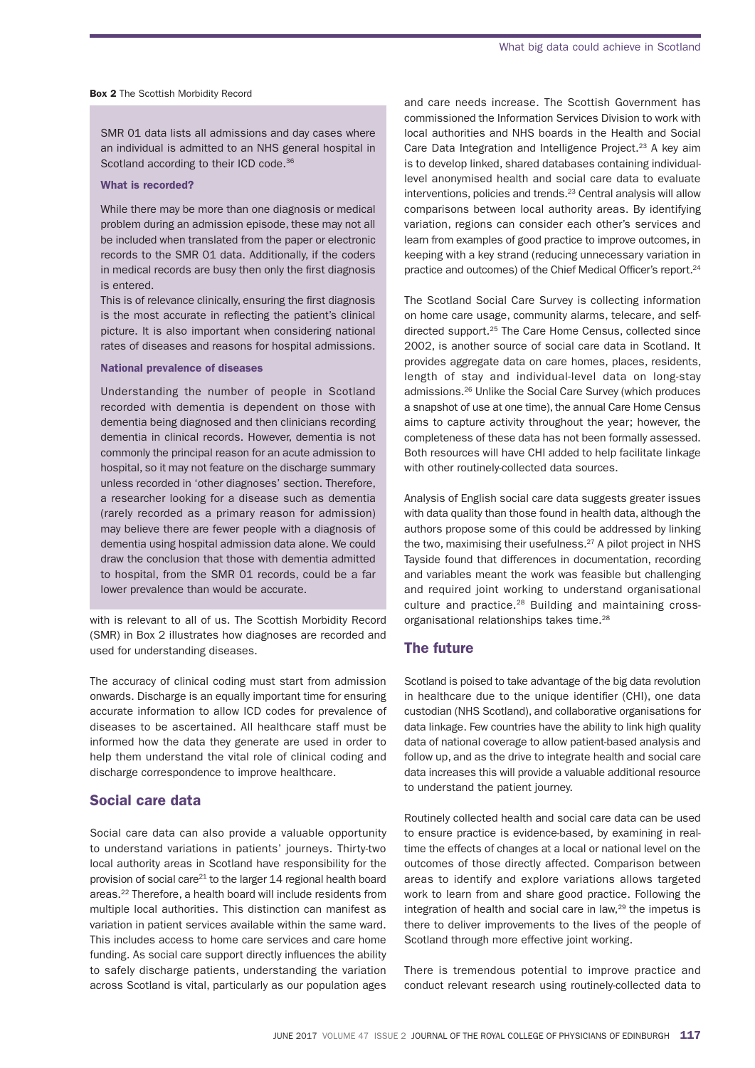**Box 2** The Scottish Morbidity Record

SMR 01 data lists all admissions and day cases where an individual is admitted to an NHS general hospital in Scotland according to their ICD code.[36]

**What is recorded?**

While there may be more than one diagnosis or medical problem during an admission episode, these may not all be included when translated from the paper or electronic records to the SMR 01 data. Additionally, if the coders in medical records are busy then only the first diagnosis is entered.

This is of relevance clinically, ensuring the first diagnosis is the most accurate in reflecting the patient's clinical picture. It is also important when considering national rates of diseases and reasons for hospital admissions.

**National prevalence of diseases**

Understanding the number of people in Scotland recorded with dementia is dependent on those with dementia being diagnosed and then clinicians recording dementia in clinical records. However, dementia is not commonly the principal reason for an acute admission to hospital, so it may not feature on the discharge summary unless recorded in 'other diagnoses' section. Therefore, a researcher looking for a disease such as dementia (rarely recorded as a primary reason for admission) may believe there are fewer people with a diagnosis of dementia using hospital admission data alone. We could draw the conclusion that those with dementia admitted to hospital, from the SMR 01 records, could be a far lower prevalence than would be accurate.

with is relevant to all of us. The Scottish Morbidity Record (SMR) in Box 2 illustrates how diagnoses are recorded and used for understanding diseases.

The accuracy of clinical coding must start from admission onwards. Discharge is an equally important time for ensuring accurate information to allow ICD codes for prevalence of diseases to be ascertained. All healthcare staff must be informed how the data they generate are used in order to help them understand the vital role of clinical coding and discharge correspondence to improve healthcare.

## Social care data

Social care data can also provide a valuable opportunity to understand variations in patients' journeys. Thirty-two local authority areas in Scotland have responsibility for the provision of social care[21] to the larger 14 regional health board areas.[22] Therefore, a health board will include residents from multiple local authorities. This distinction can manifest as variation in patient services available within the same ward. This includes access to home care services and care home funding. As social care support directly influences the ability to safely discharge patients, understanding the variation across Scotland is vital, particularly as our population ages and care needs increase. The Scottish Government has commissioned the Information Services Division to work with local authorities and NHS boards in the Health and Social Care Data Integration and Intelligence Project.[23] A key aim is to develop linked, shared databases containing individual-level anonymised health and social care data to evaluate interventions, policies and trends.[23] Central analysis will allow comparisons between local authority areas. By identifying variation, regions can consider each other's services and learn from examples of good practice to improve outcomes, in keeping with a key strand (reducing unnecessary variation in practice and outcomes) of the Chief Medical Officer's report.[24]

The Scotland Social Care Survey is collecting information on home care usage, community alarms, telecare, and self-directed support.[25] The Care Home Census, collected since 2002, is another source of social care data in Scotland. It provides aggregate data on care homes, places, residents, length of stay and individual-level data on long-stay admissions.[26] Unlike the Social Care Survey (which produces a snapshot of use at one time), the annual Care Home Census aims to capture activity throughout the year; however, the completeness of these data has not been formally assessed. Both resources will have CHI added to help facilitate linkage with other routinely-collected data sources.

Analysis of English social care data suggests greater issues with data quality than those found in health data, although the authors propose some of this could be addressed by linking the two, maximising their usefulness.[27] A pilot project in NHS Tayside found that differences in documentation, recording and variables meant the work was feasible but challenging and required joint working to understand organisational culture and practice.[28] Building and maintaining cross-organisational relationships takes time.[28]

## The future

Scotland is poised to take advantage of the big data revolution in healthcare due to the unique identifier (CHI), one data custodian (NHS Scotland), and collaborative organisations for data linkage. Few countries have the ability to link high quality data of national coverage to allow patient-based analysis and follow up, and as the drive to integrate health and social care data increases this will provide a valuable additional resource to understand the patient journey.

Routinely collected health and social care data can be used to ensure practice is evidence-based, by examining in real-time the effects of changes at a local or national level on the outcomes of those directly affected. Comparison between areas to identify and explore variations allows targeted work to learn from and share good practice. Following the integration of health and social care in law,[29] the impetus is there to deliver improvements to the lives of the people of Scotland through more effective joint working.

There is tremendous potential to improve practice and conduct relevant research using routinely-collected data to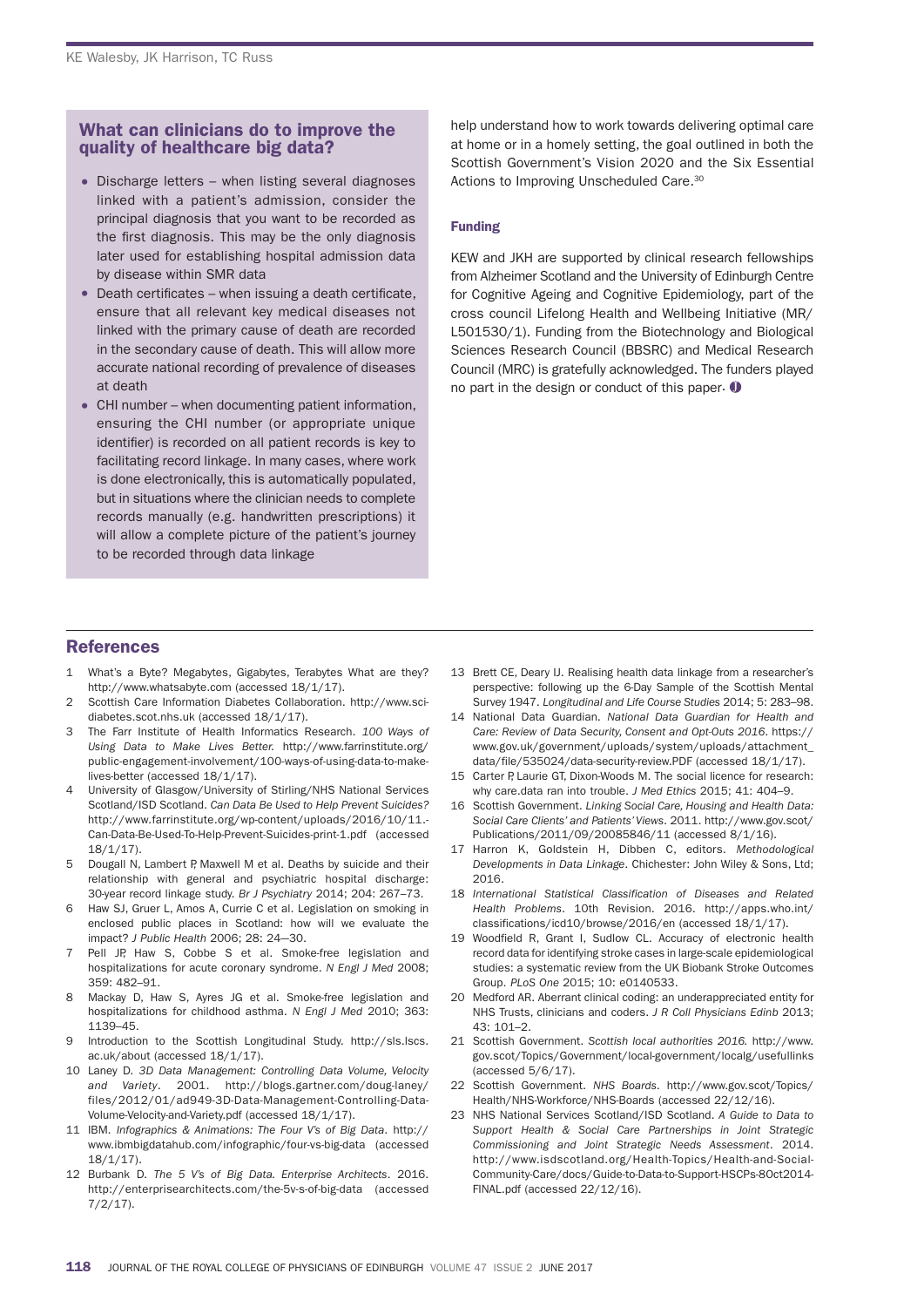## What can clinicians do to improve the quality of healthcare big data?

- Discharge letters – when listing several diagnoses linked with a patient's admission, consider the principal diagnosis that you want to be recorded as the first diagnosis. This may be the only diagnosis later used for establishing hospital admission data by disease within SMR data
- Death certificates – when issuing a death certificate, ensure that all relevant key medical diseases not linked with the primary cause of death are recorded in the secondary cause of death. This will allow more accurate national recording of prevalence of diseases at death
- CHI number – when documenting patient information, ensuring the CHI number (or appropriate unique identifier) is recorded on all patient records is key to facilitating record linkage. In many cases, where work is done electronically, this is automatically populated, but in situations where the clinician needs to complete records manually (e.g. handwritten prescriptions) it will allow a complete picture of the patient's journey to be recorded through data linkage

help understand how to work towards delivering optimal care at home or in a homely setting, the goal outlined in both the Scottish Government's Vision 2020 and the Six Essential Actions to Improving Unscheduled Care.[30]

### Funding

KEW and JKH are supported by clinical research fellowships from Alzheimer Scotland and the University of Edinburgh Centre for Cognitive Ageing and Cognitive Epidemiology, part of the cross council Lifelong Health and Wellbeing Initiative (MR/L501530/1). Funding from the Biotechnology and Biological Sciences Research Council (BBSRC) and Medical Research Council (MRC) is gratefully acknowledged. The funders played no part in the design or conduct of this paper.

## References

1. What's a Byte? Megabytes, Gigabytes, Terabytes What are they? http://www.whatsabyte.com (accessed 18/1/17).
2. Scottish Care Information Diabetes Collaboration. http://www.sci-diabetes.scot.nhs.uk (accessed 18/1/17).
3. The Farr Institute of Health Informatics Research. *100 Ways of Using Data to Make Lives Better.* http://www.farrinstitute.org/public-engagement-involvement/100-ways-of-using-data-to-make-lives-better (accessed 18/1/17).
4. University of Glasgow/University of Stirling/NHS National Services Scotland/ISD Scotland. *Can Data Be Used to Help Prevent Suicides?* http://www.farrinstitute.org/wp-content/uploads/2016/10/11.-Can-Data-Be-Used-To-Help-Prevent-Suicides-print-1.pdf (accessed 18/1/17).
5. Dougall N, Lambert P, Maxwell M et al. Deaths by suicide and their relationship with general and psychiatric hospital discharge: 30-year record linkage study. *Br J Psychiatry* 2014; 204: 267–73.
6. Haw SJ, Gruer L, Amos A, Currie C et al. Legislation on smoking in enclosed public places in Scotland: how will we evaluate the impact? *J Public Health* 2006; 28: 24—30.
7. Pell JP, Haw S, Cobbe S et al. Smoke-free legislation and hospitalizations for acute coronary syndrome. *N Engl J Med* 2008; 359: 482–91.
8. Mackay D, Haw S, Ayres JG et al. Smoke-free legislation and hospitalizations for childhood asthma. *N Engl J Med* 2010; 363: 1139–45.
9. Introduction to the Scottish Longitudinal Study. http://sls.lscs.ac.uk/about (accessed 18/1/17).
10. Laney D. *3D Data Management: Controlling Data Volume, Velocity and Variety*. 2001. http://blogs.gartner.com/doug-laney/files/2012/01/ad949-3D-Data-Management-Controlling-Data-Volume-Velocity-and-Variety.pdf (accessed 18/1/17).
11. IBM. *Infographics & Animations: The Four V's of Big Data*. http://www.ibmbigdatahub.com/infographic/four-vs-big-data (accessed 18/1/17).
12. Burbank D. *The 5 V's of Big Data. Enterprise Architects*. 2016. http://enterprisearchitects.com/the-5v-s-of-big-data (accessed 7/2/17).
13. Brett CE, Deary IJ. Realising health data linkage from a researcher's perspective: following up the 6-Day Sample of the Scottish Mental Survey 1947. *Longitudinal and Life Course Studies* 2014; 5: 283–98.
14. National Data Guardian. *National Data Guardian for Health and Care: Review of Data Security, Consent and Opt-Outs 2016*. https://www.gov.uk/government/uploads/system/uploads/attachment_data/file/535024/data-security-review.PDF (accessed 18/1/17).
15. Carter P, Laurie GT, Dixon-Woods M. The social licence for research: why care.data ran into trouble. *J Med Ethics* 2015; 41: 404–9.
16. Scottish Government. *Linking Social Care, Housing and Health Data: Social Care Clients' and Patients' Views*. 2011. http://www.gov.scot/Publications/2011/09/20085846/11 (accessed 8/1/16).
17. Harron K, Goldstein H, Dibben C, editors. *Methodological Developments in Data Linkage*. Chichester: John Wiley & Sons, Ltd; 2016.
18. *International Statistical Classification of Diseases and Related Health Problems*. 10th Revision. 2016. http://apps.who.int/classifications/icd10/browse/2016/en (accessed 18/1/17).
19. Woodfield R, Grant I, Sudlow CL. Accuracy of electronic health record data for identifying stroke cases in large-scale epidemiological studies: a systematic review from the UK Biobank Stroke Outcomes Group. *PLoS One* 2015; 10: e0140533.
20. Medford AR. Aberrant clinical coding: an underappreciated entity for NHS Trusts, clinicians and coders. *J R Coll Physicians Edinb* 2013; 43: 101–2.
21. Scottish Government. *Scottish local authorities 2016.* http://www.gov.scot/Topics/Government/local-government/localg/usefullinks (accessed 5/6/17).
22. Scottish Government. *NHS Boards*. http://www.gov.scot/Topics/Health/NHS-Workforce/NHS-Boards (accessed 22/12/16).
23. NHS National Services Scotland/ISD Scotland. *A Guide to Data to Support Health & Social Care Partnerships in Joint Strategic Commissioning and Joint Strategic Needs Assessment*. 2014. http://www.isdscotland.org/Health-Topics/Health-and-Social-Community-Care/docs/Guide-to-Data-to-Support-HSCPs-8Oct2014-FINAL.pdf (accessed 22/12/16).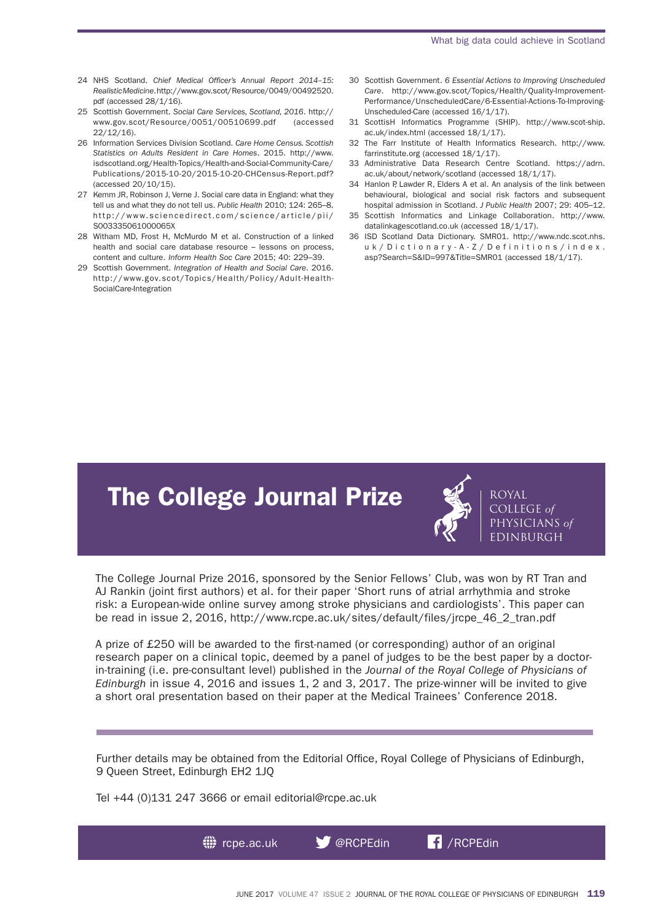24. NHS Scotland. *Chief Medical Officer's Annual Report 2014–15: RealisticMedicine*. http://www.gov.scot/Resource/0049/00492520.pdf (accessed 28/1/16).
25. Scottish Government. *Social Care Services, Scotland, 2016*. http://www.gov.scot/Resource/0051/00510699.pdf (accessed 22/12/16).
26. Information Services Division Scotland. *Care Home Census. Scottish Statistics on Adults Resident in Care Homes*. 2015. http://www.isdscotland.org/Health-Topics/Health-and-Social-Community-Care/Publications/2015-10-20/2015-10-20-CHCensus-Report.pdf? (accessed 20/10/15).
27. Kemm JR, Robinson J, Verne J. Social care data in England: what they tell us and what they do not tell us. *Public Health* 2010; 124: 265–8. http://www.sciencedirect.com/science/article/pii/S003335061000065X
28. Witham MD, Frost H, McMurdo M et al. Construction of a linked health and social care database resource – lessons on process, content and culture. *Inform Health Soc Care* 2015; 40: 229–39.
29. Scottish Government. *Integration of Health and Social Care*. 2016. http://www.gov.scot/Topics/Health/Policy/Adult-Health-SocialCare-Integration
30. Scottish Government. *6 Essential Actions to Improving Unscheduled Care*. http://www.gov.scot/Topics/Health/Quality-Improvement-Performance/UnscheduledCare/6-Essential-Actions-To-Improving-Unscheduled-Care (accessed 16/1/17).
31. ScottisH Informatics Programme (SHIP). http://www.scot-ship.ac.uk/index.html (accessed 18/1/17).
32. The Farr Institute of Health Informatics Research. http://www.farrinstitute.org (accessed 18/1/17).
33. Administrative Data Research Centre Scotland. https://adrn.ac.uk/about/network/scotland (accessed 18/1/17).
34. Hanlon P, Lawder R, Elders A et al. An analysis of the link between behavioural, biological and social risk factors and subsequent hospital admission in Scotland. *J Public Health* 2007; 29: 405–12.
35. Scottish Informatics and Linkage Collaboration. http://www.datalinkagescotland.co.uk (accessed 18/1/17).
36. ISD Scotland Data Dictionary. SMR01. http://www.ndc.scot.nhs.uk/Dictionary-A-Z/Definitions/index.asp?Search=S&ID=997&Title=SMR01 (accessed 18/1/17).

# The College Journal Prize

ROYAL COLLEGE *of* PHYSICIANS *of* EDINBURGH

The College Journal Prize 2016, sponsored by the Senior Fellows' Club, was won by RT Tran and AJ Rankin (joint first authors) et al. for their paper 'Short runs of atrial arrhythmia and stroke risk: a European-wide online survey among stroke physicians and cardiologists'. This paper can be read in issue 2, 2016, http://www.rcpe.ac.uk/sites/default/files/jrcpe_46_2_tran.pdf

A prize of £250 will be awarded to the first-named (or corresponding) author of an original research paper on a clinical topic, deemed by a panel of judges to be the best paper by a doctor-in-training (i.e. pre-consultant level) published in the *Journal of the Royal College of Physicians of Edinburgh* in issue 4, 2016 and issues 1, 2 and 3, 2017. The prize-winner will be invited to give a short oral presentation based on their paper at the Medical Trainees' Conference 2018.

Further details may be obtained from the Editorial Office, Royal College of Physicians of Edinburgh, 9 Queen Street, Edinburgh EH2 1JQ

Tel +44 (0)131 247 3666 or email editorial@rcpe.ac.uk

rcpe.ac.uk @RCPEdin /RCPEdin